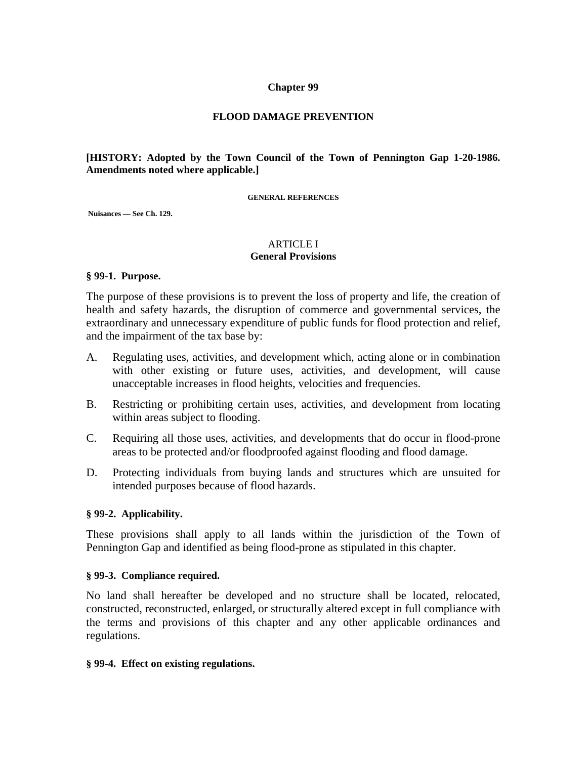# Chapter 99

# FLOOD DAMAGE PREVENTION

**[HISTORY: Adopted by the Town Council of the Town of Pennington Gap 1-20-1986. Amendments noted where applicable.]**

**GENERAL REFERENCES**

**Nuisances — See Ch. 129.**

## ARTICLE I
## General Provisions

### § 99-1. Purpose.

The purpose of these provisions is to prevent the loss of property and life, the creation of health and safety hazards, the disruption of commerce and governmental services, the extraordinary and unnecessary expenditure of public funds for flood protection and relief, and the impairment of the tax base by:

A. Regulating uses, activities, and development which, acting alone or in combination with other existing or future uses, activities, and development, will cause unacceptable increases in flood heights, velocities and frequencies.

B. Restricting or prohibiting certain uses, activities, and development from locating within areas subject to flooding.

C. Requiring all those uses, activities, and developments that do occur in flood-prone areas to be protected and/or floodproofed against flooding and flood damage.

D. Protecting individuals from buying lands and structures which are unsuited for intended purposes because of flood hazards.

### § 99-2. Applicability.

These provisions shall apply to all lands within the jurisdiction of the Town of Pennington Gap and identified as being flood-prone as stipulated in this chapter.

### § 99-3. Compliance required.

No land shall hereafter be developed and no structure shall be located, relocated, constructed, reconstructed, enlarged, or structurally altered except in full compliance with the terms and provisions of this chapter and any other applicable ordinances and regulations.

### § 99-4. Effect on existing regulations.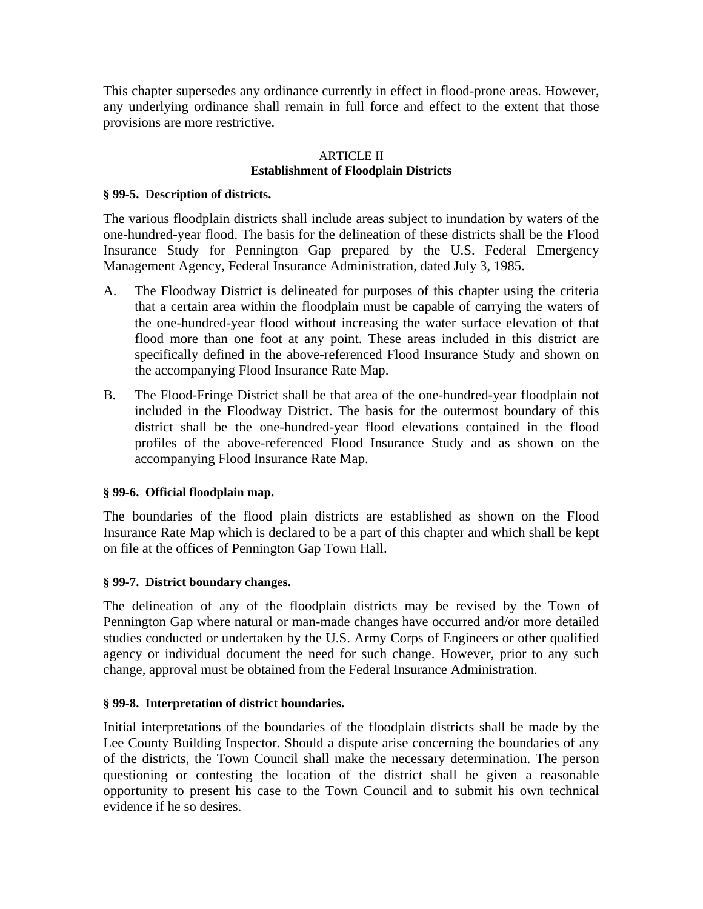This chapter supersedes any ordinance currently in effect in flood-prone areas. However, any underlying ordinance shall remain in full force and effect to the extent that those provisions are more restrictive.

## ARTICLE II
## Establishment of Floodplain Districts

**§ 99-5. Description of districts.**

The various floodplain districts shall include areas subject to inundation by waters of the one-hundred-year flood. The basis for the delineation of these districts shall be the Flood Insurance Study for Pennington Gap prepared by the U.S. Federal Emergency Management Agency, Federal Insurance Administration, dated July 3, 1985.

A. The Floodway District is delineated for purposes of this chapter using the criteria that a certain area within the floodplain must be capable of carrying the waters of the one-hundred-year flood without increasing the water surface elevation of that flood more than one foot at any point. These areas included in this district are specifically defined in the above-referenced Flood Insurance Study and shown on the accompanying Flood Insurance Rate Map.

B. The Flood-Fringe District shall be that area of the one-hundred-year floodplain not included in the Floodway District. The basis for the outermost boundary of this district shall be the one-hundred-year flood elevations contained in the flood profiles of the above-referenced Flood Insurance Study and as shown on the accompanying Flood Insurance Rate Map.

**§ 99-6. Official floodplain map.**

The boundaries of the flood plain districts are established as shown on the Flood Insurance Rate Map which is declared to be a part of this chapter and which shall be kept on file at the offices of Pennington Gap Town Hall.

**§ 99-7. District boundary changes.**

The delineation of any of the floodplain districts may be revised by the Town of Pennington Gap where natural or man-made changes have occurred and/or more detailed studies conducted or undertaken by the U.S. Army Corps of Engineers or other qualified agency or individual document the need for such change. However, prior to any such change, approval must be obtained from the Federal Insurance Administration.

**§ 99-8. Interpretation of district boundaries.**

Initial interpretations of the boundaries of the floodplain districts shall be made by the Lee County Building Inspector. Should a dispute arise concerning the boundaries of any of the districts, the Town Council shall make the necessary determination. The person questioning or contesting the location of the district shall be given a reasonable opportunity to present his case to the Town Council and to submit his own technical evidence if he so desires.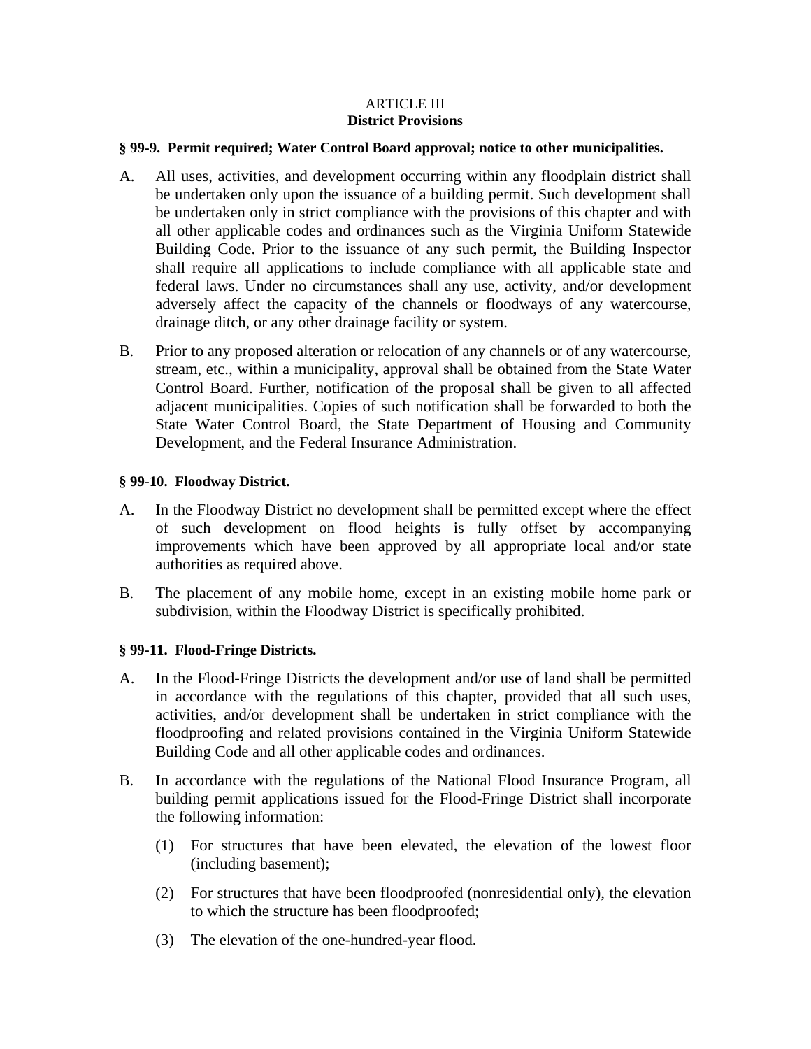## ARTICLE III
## District Provisions

### § 99-9. Permit required; Water Control Board approval; notice to other municipalities.

A. All uses, activities, and development occurring within any floodplain district shall be undertaken only upon the issuance of a building permit. Such development shall be undertaken only in strict compliance with the provisions of this chapter and with all other applicable codes and ordinances such as the Virginia Uniform Statewide Building Code. Prior to the issuance of any such permit, the Building Inspector shall require all applications to include compliance with all applicable state and federal laws. Under no circumstances shall any use, activity, and/or development adversely affect the capacity of the channels or floodways of any watercourse, drainage ditch, or any other drainage facility or system.

B. Prior to any proposed alteration or relocation of any channels or of any watercourse, stream, etc., within a municipality, approval shall be obtained from the State Water Control Board. Further, notification of the proposal shall be given to all affected adjacent municipalities. Copies of such notification shall be forwarded to both the State Water Control Board, the State Department of Housing and Community Development, and the Federal Insurance Administration.

### § 99-10. Floodway District.

A. In the Floodway District no development shall be permitted except where the effect of such development on flood heights is fully offset by accompanying improvements which have been approved by all appropriate local and/or state authorities as required above.

B. The placement of any mobile home, except in an existing mobile home park or subdivision, within the Floodway District is specifically prohibited.

### § 99-11. Flood-Fringe Districts.

A. In the Flood-Fringe Districts the development and/or use of land shall be permitted in accordance with the regulations of this chapter, provided that all such uses, activities, and/or development shall be undertaken in strict compliance with the floodproofing and related provisions contained in the Virginia Uniform Statewide Building Code and all other applicable codes and ordinances.

B. In accordance with the regulations of the National Flood Insurance Program, all building permit applications issued for the Flood-Fringe District shall incorporate the following information:

   (1) For structures that have been elevated, the elevation of the lowest floor (including basement);

   (2) For structures that have been floodproofed (nonresidential only), the elevation to which the structure has been floodproofed;

   (3) The elevation of the one-hundred-year flood.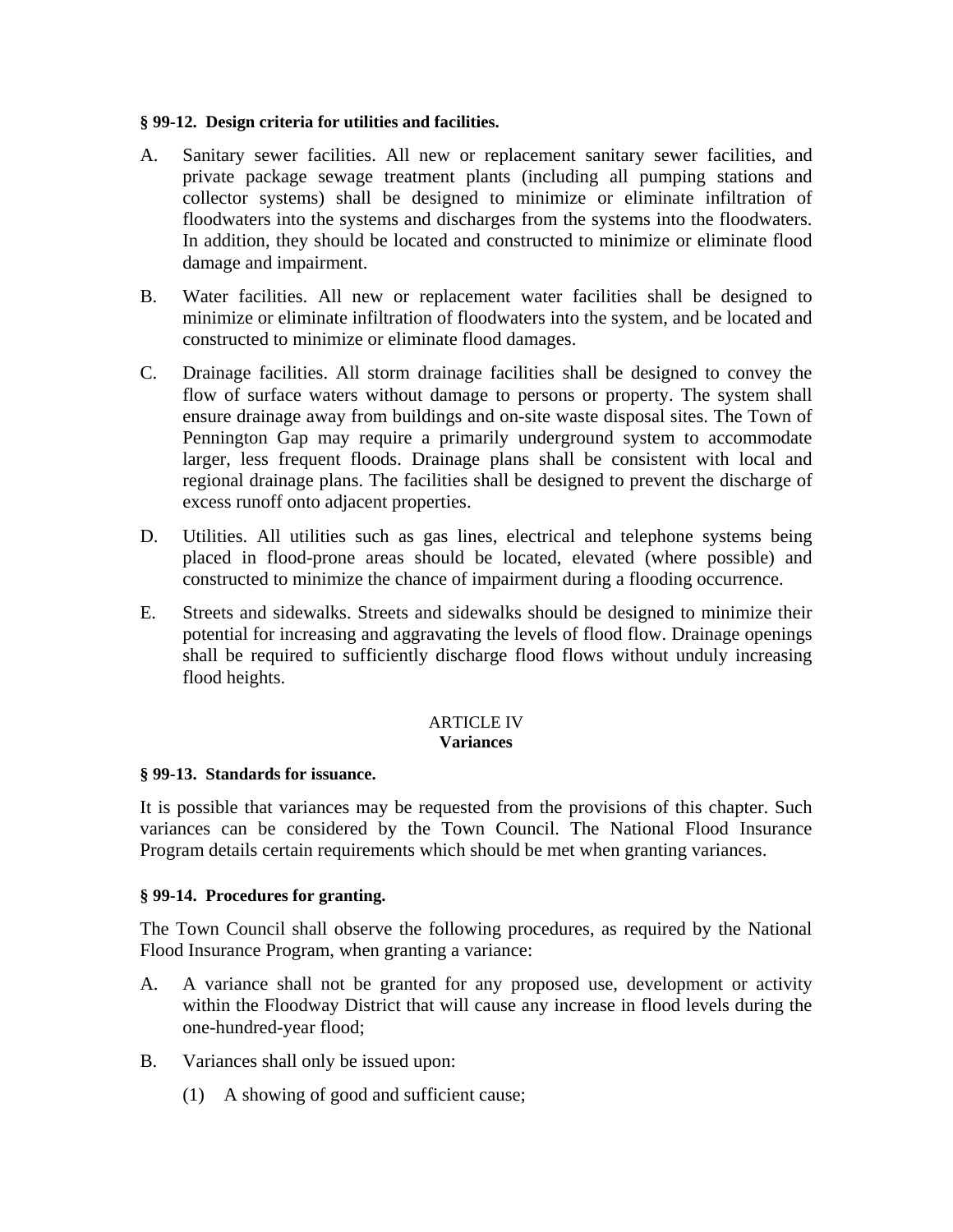**§ 99-12. Design criteria for utilities and facilities.**

A. Sanitary sewer facilities. All new or replacement sanitary sewer facilities, and private package sewage treatment plants (including all pumping stations and collector systems) shall be designed to minimize or eliminate infiltration of floodwaters into the systems and discharges from the systems into the floodwaters. In addition, they should be located and constructed to minimize or eliminate flood damage and impairment.

B. Water facilities. All new or replacement water facilities shall be designed to minimize or eliminate infiltration of floodwaters into the system, and be located and constructed to minimize or eliminate flood damages.

C. Drainage facilities. All storm drainage facilities shall be designed to convey the flow of surface waters without damage to persons or property. The system shall ensure drainage away from buildings and on-site waste disposal sites. The Town of Pennington Gap may require a primarily underground system to accommodate larger, less frequent floods. Drainage plans shall be consistent with local and regional drainage plans. The facilities shall be designed to prevent the discharge of excess runoff onto adjacent properties.

D. Utilities. All utilities such as gas lines, electrical and telephone systems being placed in flood-prone areas should be located, elevated (where possible) and constructed to minimize the chance of impairment during a flooding occurrence.

E. Streets and sidewalks. Streets and sidewalks should be designed to minimize their potential for increasing and aggravating the levels of flood flow. Drainage openings shall be required to sufficiently discharge flood flows without unduly increasing flood heights.

## ARTICLE IV
## Variances

**§ 99-13. Standards for issuance.**

It is possible that variances may be requested from the provisions of this chapter. Such variances can be considered by the Town Council. The National Flood Insurance Program details certain requirements which should be met when granting variances.

**§ 99-14. Procedures for granting.**

The Town Council shall observe the following procedures, as required by the National Flood Insurance Program, when granting a variance:

A. A variance shall not be granted for any proposed use, development or activity within the Floodway District that will cause any increase in flood levels during the one-hundred-year flood;

B. Variances shall only be issued upon:

   (1) A showing of good and sufficient cause;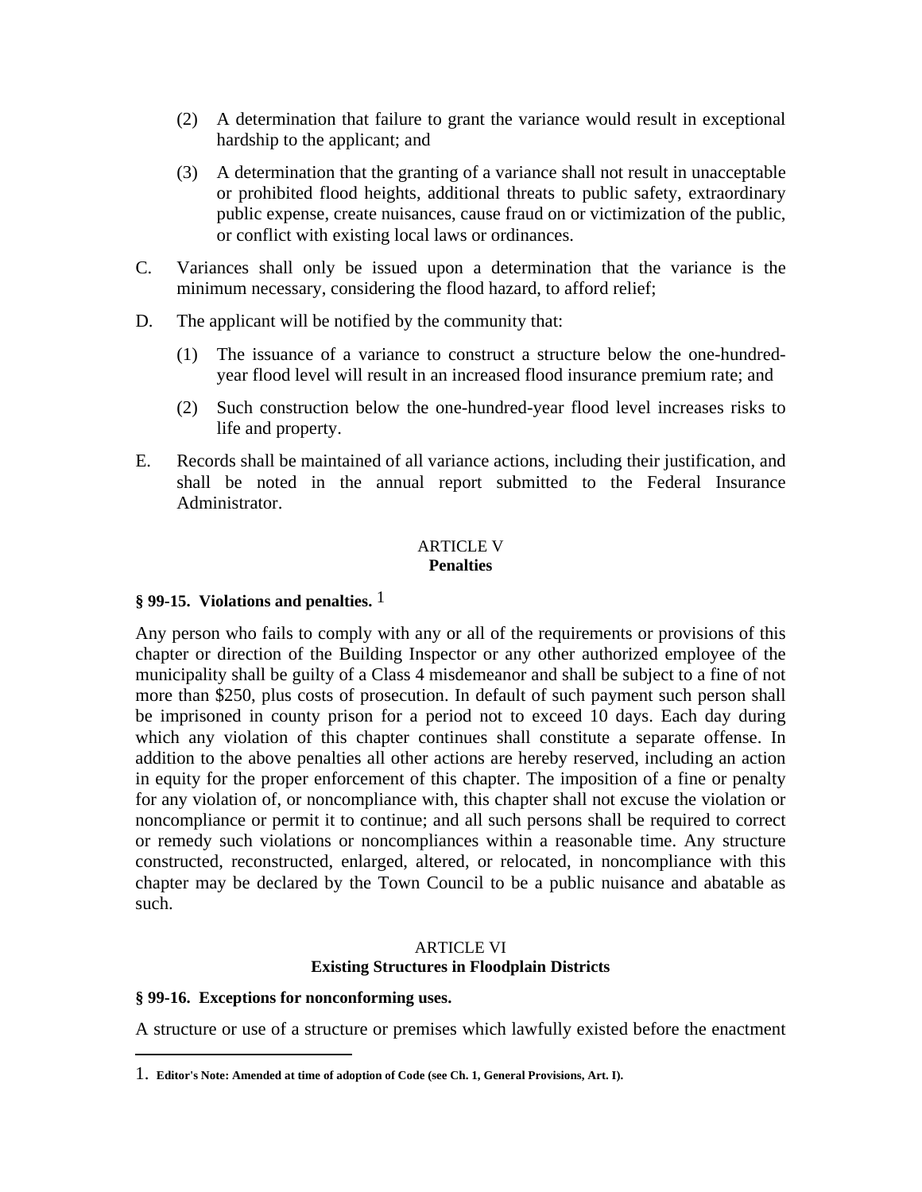(2) A determination that failure to grant the variance would result in exceptional hardship to the applicant; and

(3) A determination that the granting of a variance shall not result in unacceptable or prohibited flood heights, additional threats to public safety, extraordinary public expense, create nuisances, cause fraud on or victimization of the public, or conflict with existing local laws or ordinances.

C. Variances shall only be issued upon a determination that the variance is the minimum necessary, considering the flood hazard, to afford relief;

D. The applicant will be notified by the community that:

(1) The issuance of a variance to construct a structure below the one-hundred-year flood level will result in an increased flood insurance premium rate; and

(2) Such construction below the one-hundred-year flood level increases risks to life and property.

E. Records shall be maintained of all variance actions, including their justification, and shall be noted in the annual report submitted to the Federal Insurance Administrator.

## ARTICLE V
## Penalties

### § 99-15. Violations and penalties. [1]

Any person who fails to comply with any or all of the requirements or provisions of this chapter or direction of the Building Inspector or any other authorized employee of the municipality shall be guilty of a Class 4 misdemeanor and shall be subject to a fine of not more than $250, plus costs of prosecution. In default of such payment such person shall be imprisoned in county prison for a period not to exceed 10 days. Each day during which any violation of this chapter continues shall constitute a separate offense. In addition to the above penalties all other actions are hereby reserved, including an action in equity for the proper enforcement of this chapter. The imposition of a fine or penalty for any violation of, or noncompliance with, this chapter shall not excuse the violation or noncompliance or permit it to continue; and all such persons shall be required to correct or remedy such violations or noncompliances within a reasonable time. Any structure constructed, reconstructed, enlarged, altered, or relocated, in noncompliance with this chapter may be declared by the Town Council to be a public nuisance and abatable as such.

## ARTICLE VI
## Existing Structures in Floodplain Districts

### § 99-16. Exceptions for nonconforming uses.

A structure or use of a structure or premises which lawfully existed before the enactment

---

1. **Editor's Note: Amended at time of adoption of Code (see Ch. 1, General Provisions, Art. I).**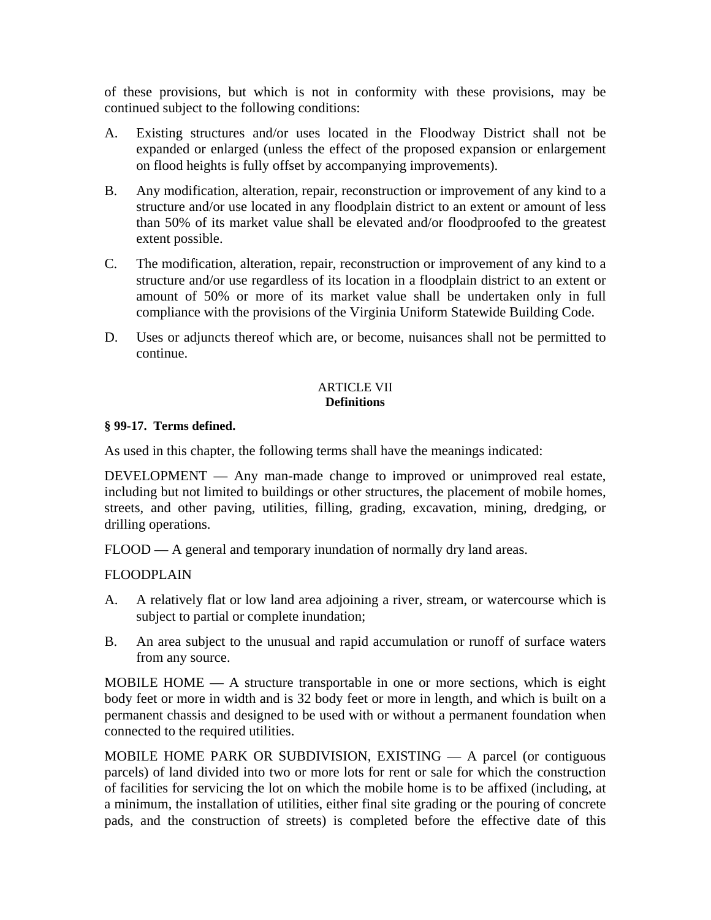of these provisions, but which is not in conformity with these provisions, may be continued subject to the following conditions:

A. Existing structures and/or uses located in the Floodway District shall not be expanded or enlarged (unless the effect of the proposed expansion or enlargement on flood heights is fully offset by accompanying improvements).

B. Any modification, alteration, repair, reconstruction or improvement of any kind to a structure and/or use located in any floodplain district to an extent or amount of less than 50% of its market value shall be elevated and/or floodproofed to the greatest extent possible.

C. The modification, alteration, repair, reconstruction or improvement of any kind to a structure and/or use regardless of its location in a floodplain district to an extent or amount of 50% or more of its market value shall be undertaken only in full compliance with the provisions of the Virginia Uniform Statewide Building Code.

D. Uses or adjuncts thereof which are, or become, nuisances shall not be permitted to continue.

## ARTICLE VII
## Definitions

**§ 99-17. Terms defined.**

As used in this chapter, the following terms shall have the meanings indicated:

DEVELOPMENT — Any man-made change to improved or unimproved real estate, including but not limited to buildings or other structures, the placement of mobile homes, streets, and other paving, utilities, filling, grading, excavation, mining, dredging, or drilling operations.

FLOOD — A general and temporary inundation of normally dry land areas.

FLOODPLAIN

A. A relatively flat or low land area adjoining a river, stream, or watercourse which is subject to partial or complete inundation;

B. An area subject to the unusual and rapid accumulation or runoff of surface waters from any source.

MOBILE HOME — A structure transportable in one or more sections, which is eight body feet or more in width and is 32 body feet or more in length, and which is built on a permanent chassis and designed to be used with or without a permanent foundation when connected to the required utilities.

MOBILE HOME PARK OR SUBDIVISION, EXISTING — A parcel (or contiguous parcels) of land divided into two or more lots for rent or sale for which the construction of facilities for servicing the lot on which the mobile home is to be affixed (including, at a minimum, the installation of utilities, either final site grading or the pouring of concrete pads, and the construction of streets) is completed before the effective date of this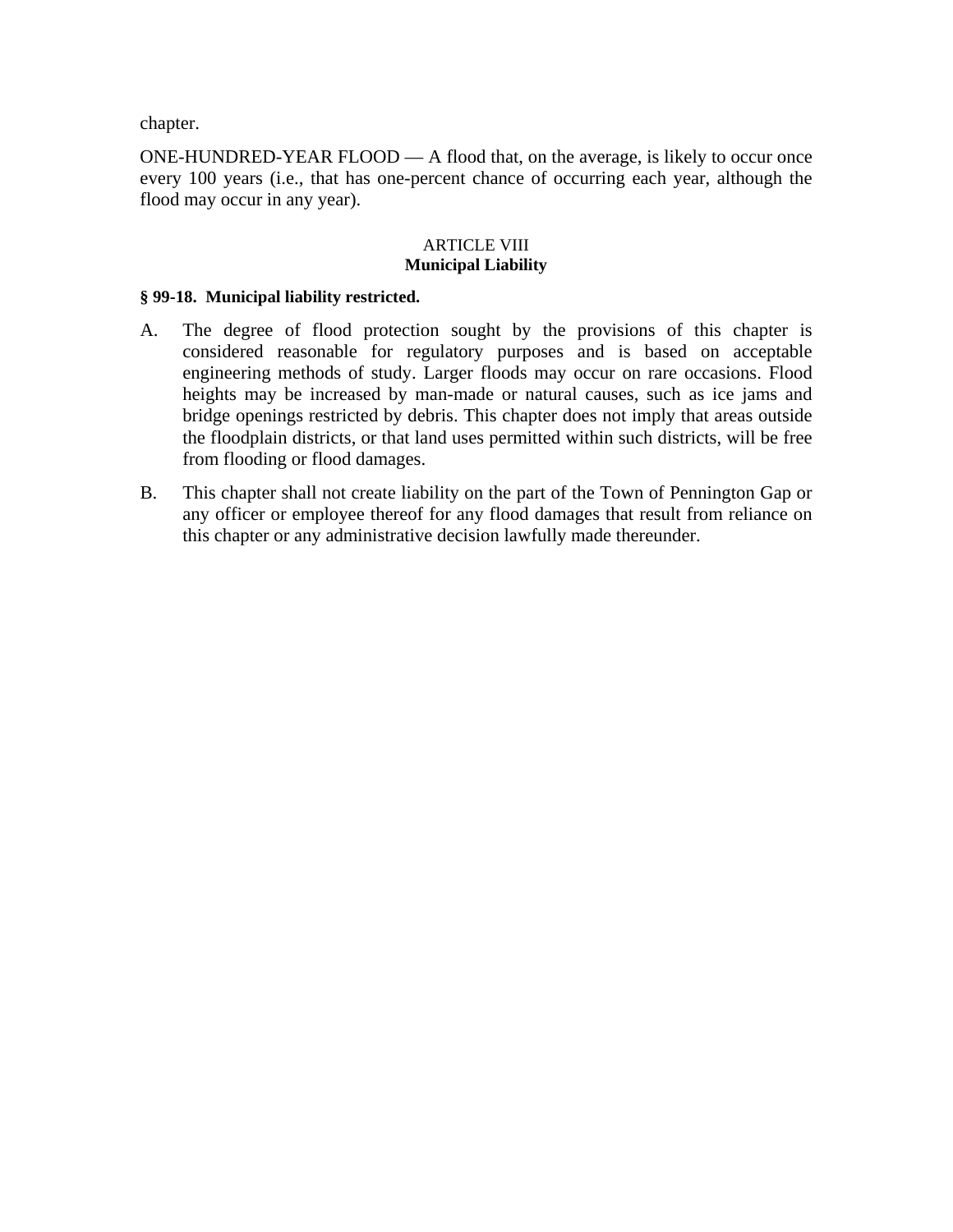chapter.

ONE-HUNDRED-YEAR FLOOD — A flood that, on the average, is likely to occur once every 100 years (i.e., that has one-percent chance of occurring each year, although the flood may occur in any year).

ARTICLE VIII
**Municipal Liability**

**§ 99-18. Municipal liability restricted.**

A. The degree of flood protection sought by the provisions of this chapter is considered reasonable for regulatory purposes and is based on acceptable engineering methods of study. Larger floods may occur on rare occasions. Flood heights may be increased by man-made or natural causes, such as ice jams and bridge openings restricted by debris. This chapter does not imply that areas outside the floodplain districts, or that land uses permitted within such districts, will be free from flooding or flood damages.

B. This chapter shall not create liability on the part of the Town of Pennington Gap or any officer or employee thereof for any flood damages that result from reliance on this chapter or any administrative decision lawfully made thereunder.